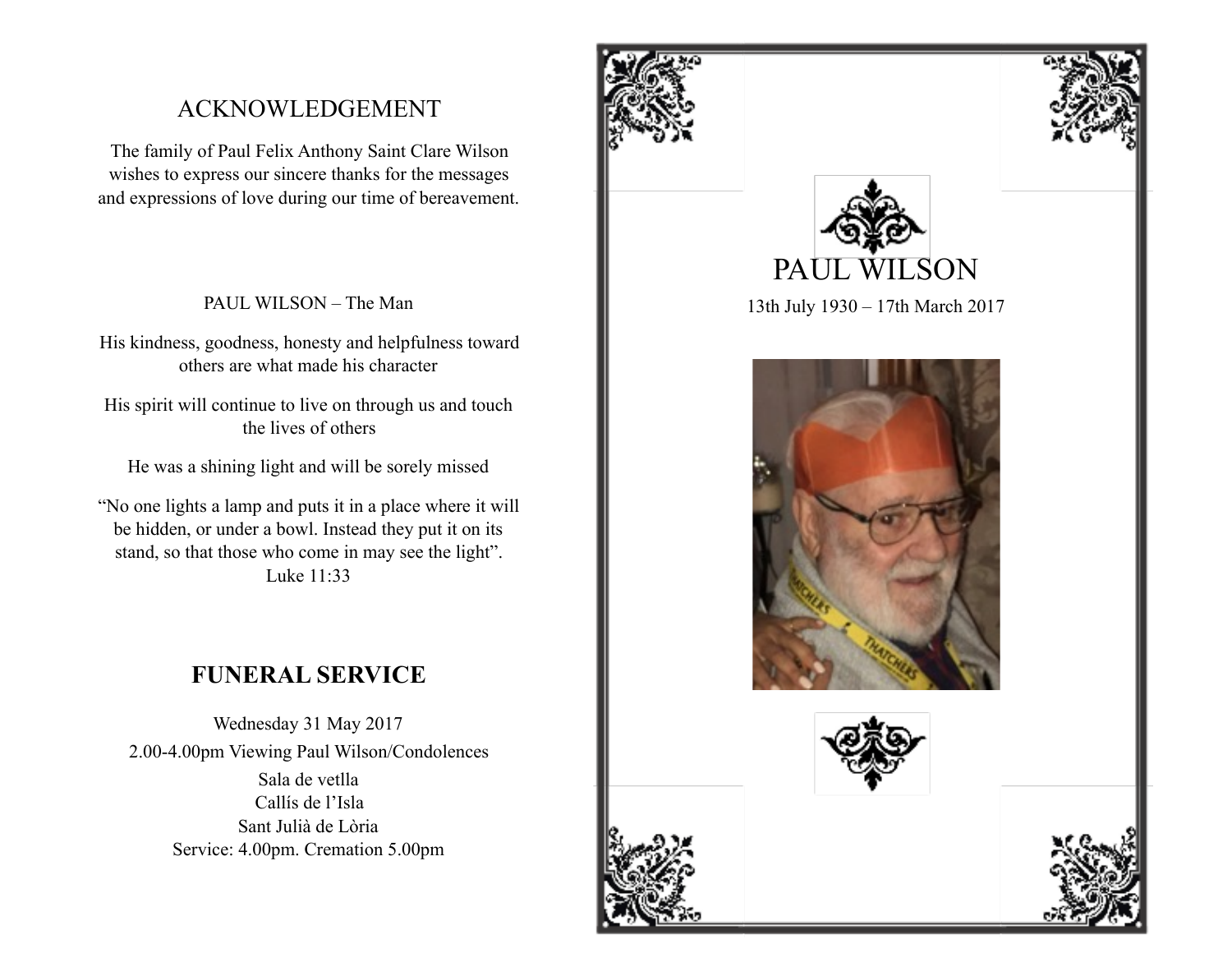## ACKNOWLEDGEMENT

The family of Paul Felix Anthony Saint Clare Wilson wishes to express our sincere thanks for the messages and expressions of love during our time of bereavement.

PAUL WILSON – The Man

His kindness, goodness, honesty and helpfulness toward others are what made his character

His spirit will continue to live on through us and touch the lives of others

He was a shining light and will be sorely missed

“No one lights a lamp and puts it in a place where it will be hidden, or under a bowl. Instead they put it on its stand, so that those who come in may see the light”.
Luke 11:33

## FUNERAL SERVICE

Wednesday 31 May 2017

2.00-4.00pm Viewing Paul Wilson/Condolences

Sala de vetlla
Callís de l’Isla
Sant Julià de Lòria
Service: 4.00pm. Cremation 5.00pm

# PAUL WILSON

13th July 1930 – 17th March 2017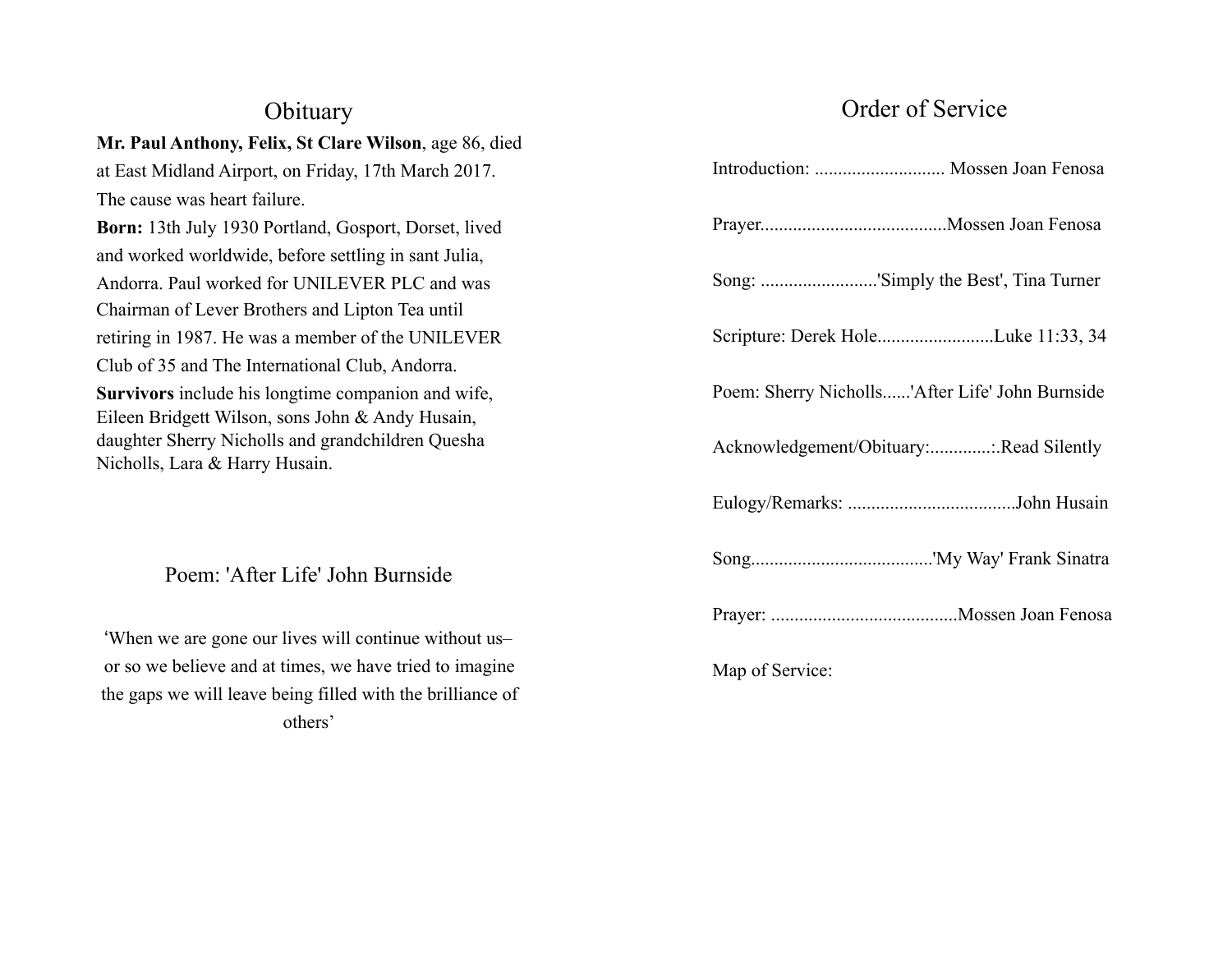## Obituary

**Mr. Paul Anthony, Felix, St Clare Wilson**, age 86, died at East Midland Airport, on Friday, 17th March 2017. The cause was heart failure.

**Born:** 13th July 1930 Portland, Gosport, Dorset, lived and worked worldwide, before settling in sant Julia, Andorra. Paul worked for UNILEVER PLC and was Chairman of Lever Brothers and Lipton Tea until retiring in 1987. He was a member of the UNILEVER Club of 35 and The International Club, Andorra.

**Survivors** include his longtime companion and wife, Eileen Bridgett Wilson, sons John & Andy Husain, daughter Sherry Nicholls and grandchildren Quesha Nicholls, Lara & Harry Husain.

## Poem: 'After Life' John Burnside

‘When we are gone our lives will continue without us–
or so we believe and at times, we have tried to imagine
the gaps we will leave being filled with the brilliance of
others’

## Order of Service

Introduction: ............................ Mossen Joan Fenosa

Prayer.......................................Mossen Joan Fenosa

Song: .........................'Simply the Best', Tina Turner

Scripture: Derek Hole.........................Luke 11:33, 34

Poem: Sherry Nicholls......'After Life' John Burnside

Acknowledgement/Obituary:.............:.Read Silently

Eulogy/Remarks: ...................................John Husain

Song.......................................'My Way' Frank Sinatra

Prayer: .......................................Mossen Joan Fenosa

Map of Service: